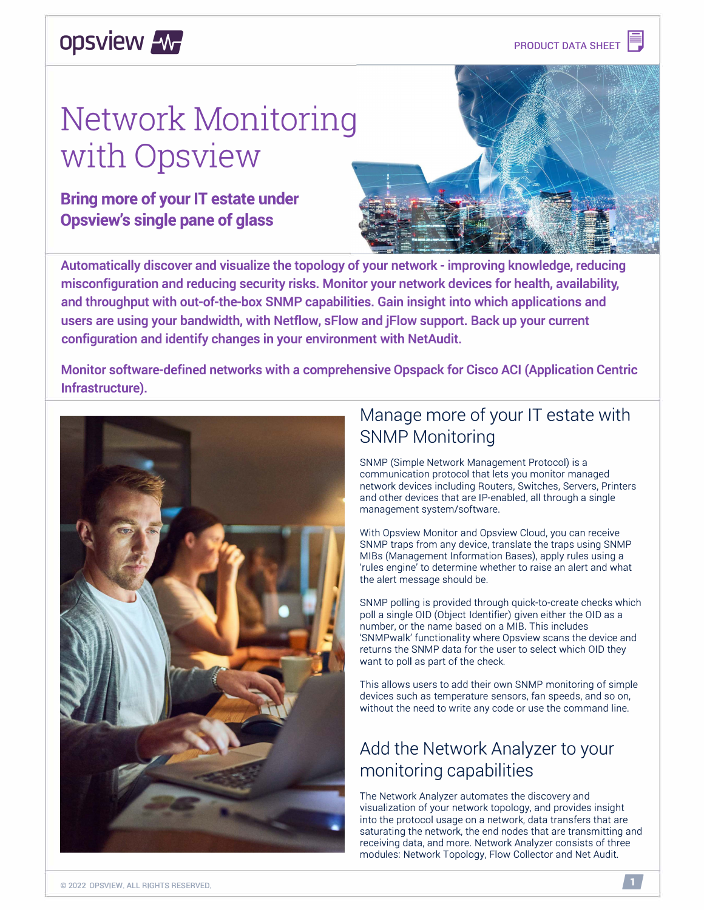# Network Monitoring with Opsview

## Bring more of your IT estate under Opsview's single pane of glass

**Automatically discover and visualize the topology of your network - improving knowledge, reducing misconfiguration and reducing security risks. Monitor your network devices for health, availability, and throughput with out-of-the-box SNMP capabilities. Gain insight into which applications and users are using your bandwidth, with Netflow, sFlow and jFlow support. Back up your current configuration and identify changes in your environment with NetAudit.**

**Monitor software-defined networks with a comprehensive Opspack for Cisco ACI (Application Centric Infrastructure).**

## Manage more of your IT estate with SNMP Monitoring

SNMP (Simple Network Management Protocol) is a communication protocol that lets you monitor managed network devices including Routers, Switches, Servers, Printers and other devices that are IP-enabled, all through a single management system/software.

With Opsview Monitor and Opsview Cloud, you can receive SNMP traps from any device, translate the traps using SNMP MIBs (Management Information Bases), apply rules using a 'rules engine' to determine whether to raise an alert and what the alert message should be.

SNMP polling is provided through quick-to-create checks which poll a single OID (Object Identifier) given either the OID as a number, or the name based on a MIB. This includes 'SNMPwalk' functionality where Opsview scans the device and returns the SNMP data for the user to select which OID they want to poll as part of the check.

This allows users to add their own SNMP monitoring of simple devices such as temperature sensors, fan speeds, and so on, without the need to write any code or use the command line.

## Add the Network Analyzer to your monitoring capabilities

The Network Analyzer automates the discovery and visualization of your network topology, and provides insight into the protocol usage on a network, data transfers that are saturating the network, the end nodes that are transmitting and receiving data, and more. Network Analyzer consists of three modules: Network Topology, Flow Collector and Net Audit.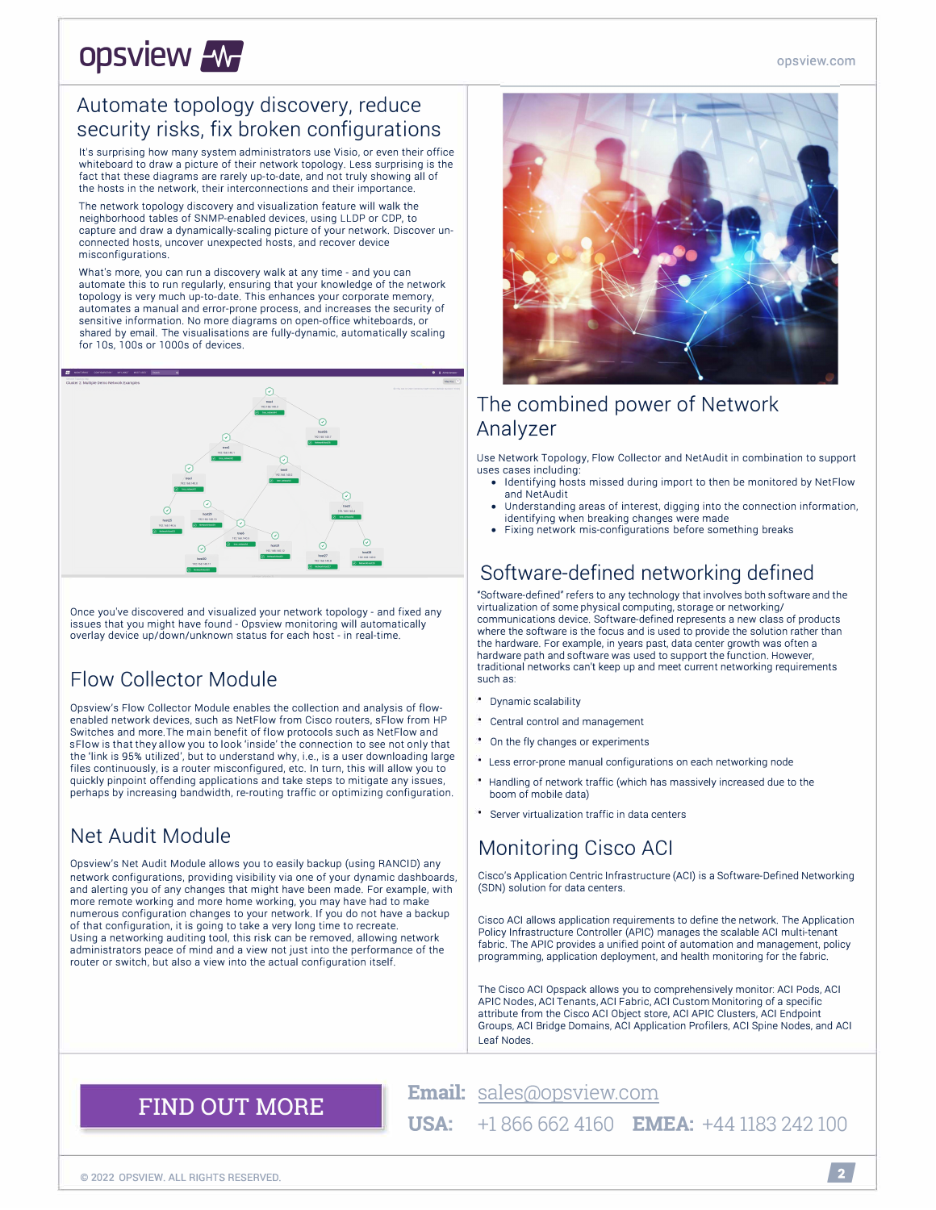## Automate topology discovery, reduce security risks, fix broken configurations

It's surprising how many system administrators use Visio, or even their office whiteboard to draw a picture of their network topology. Less surprising is the fact that these diagrams are rarely up-to-date, and not truly showing all of the hosts in the network, their interconnections and their importance.

The network topology discovery and visualization feature will walk the neighborhood tables of SNMP-enabled devices, using LLDP or CDP, to capture and draw a dynamically-scaling picture of your network. Discover un-connected hosts, uncover unexpected hosts, and recover device misconfigurations.

What's more, you can run a discovery walk at any time - and you can automate this to run regularly, ensuring that your knowledge of the network topology is very much up-to-date. This enhances your corporate memory, automates a manual and error-prone process, and increases the security of sensitive information. No more diagrams on open-office whiteboards, or shared by email. The visualisations are fully-dynamic, automatically scaling for 10s, 100s or 1000s of devices.

Once you've discovered and visualized your network topology - and fixed any issues that you might have found - Opsview monitoring will automatically overlay device up/down/unknown status for each host - in real-time.

## Flow Collector Module

Opsview's Flow Collector Module enables the collection and analysis of flow-enabled network devices, such as NetFlow from Cisco routers, sFlow from HP Switches and more.The main benefit of flow protocols such as NetFlow and sFlow is that they allow you to look 'inside' the connection to see not only that the 'link is 95% utilized', but to understand why, i.e., is a user downloading large files continuously, is a router misconfigured, etc. In turn, this will allow you to quickly pinpoint offending applications and take steps to mitigate any issues, perhaps by increasing bandwidth, re-routing traffic or optimizing configuration.

## Net Audit Module

Opsview's Net Audit Module allows you to easily backup (using RANCID) any network configurations, providing visibility via one of your dynamic dashboards, and alerting you of any changes that might have been made. For example, with more remote working and more home working, you may have had to make numerous configuration changes to your network. If you do not have a backup of that configuration, it is going to take a very long time to recreate.
Using a networking auditing tool, this risk can be removed, allowing network administrators peace of mind and a view not just into the performance of the router or switch, but also a view into the actual configuration itself.

## The combined power of Network Analyzer

Use Network Topology, Flow Collector and NetAudit in combination to support uses cases including:

- Identifying hosts missed during import to then be monitored by NetFlow and NetAudit
- Understanding areas of interest, digging into the connection information, identifying when breaking changes were made
- Fixing network mis-configurations before something breaks

## Software-defined networking defined

"Software-defined" refers to any technology that involves both software and the virtualization of some physical computing, storage or networking/ communications device. Software-defined represents a new class of products where the software is the focus and is used to provide the solution rather than the hardware. For example, in years past, data center growth was often a hardware path and software was used to support the function. However, traditional networks can't keep up and meet current networking requirements such as:

- Dynamic scalability
- Central control and management
- On the fly changes or experiments
- Less error-prone manual configurations on each networking node
- Handling of network traffic (which has massively increased due to the boom of mobile data)
- Server virtualization traffic in data centers

## Monitoring Cisco ACI

Cisco's Application Centric Infrastructure (ACI) is a Software-Defined Networking (SDN) solution for data centers.

Cisco ACI allows application requirements to define the network. The Application Policy Infrastructure Controller (APIC) manages the scalable ACI multi-tenant fabric. The APIC provides a unified point of automation and management, policy programming, application deployment, and health monitoring for the fabric.

The Cisco ACI Opspack allows you to comprehensively monitor: ACI Pods, ACI APIC Nodes, ACI Tenants, ACI Fabric, ACI Custom Monitoring of a specific attribute from the Cisco ACI Object store, ACI APIC Clusters, ACI Endpoint Groups, ACI Bridge Domains, ACI Application Profilers, ACI Spine Nodes, and ACI Leaf Nodes.

FIND OUT MORE

**Email:** sales@opsview.com

**USA:** +1 866 662 4160 **EMEA:** +44 1183 242 100

© 2022 OPSVIEW. ALL RIGHTS RESERVED.